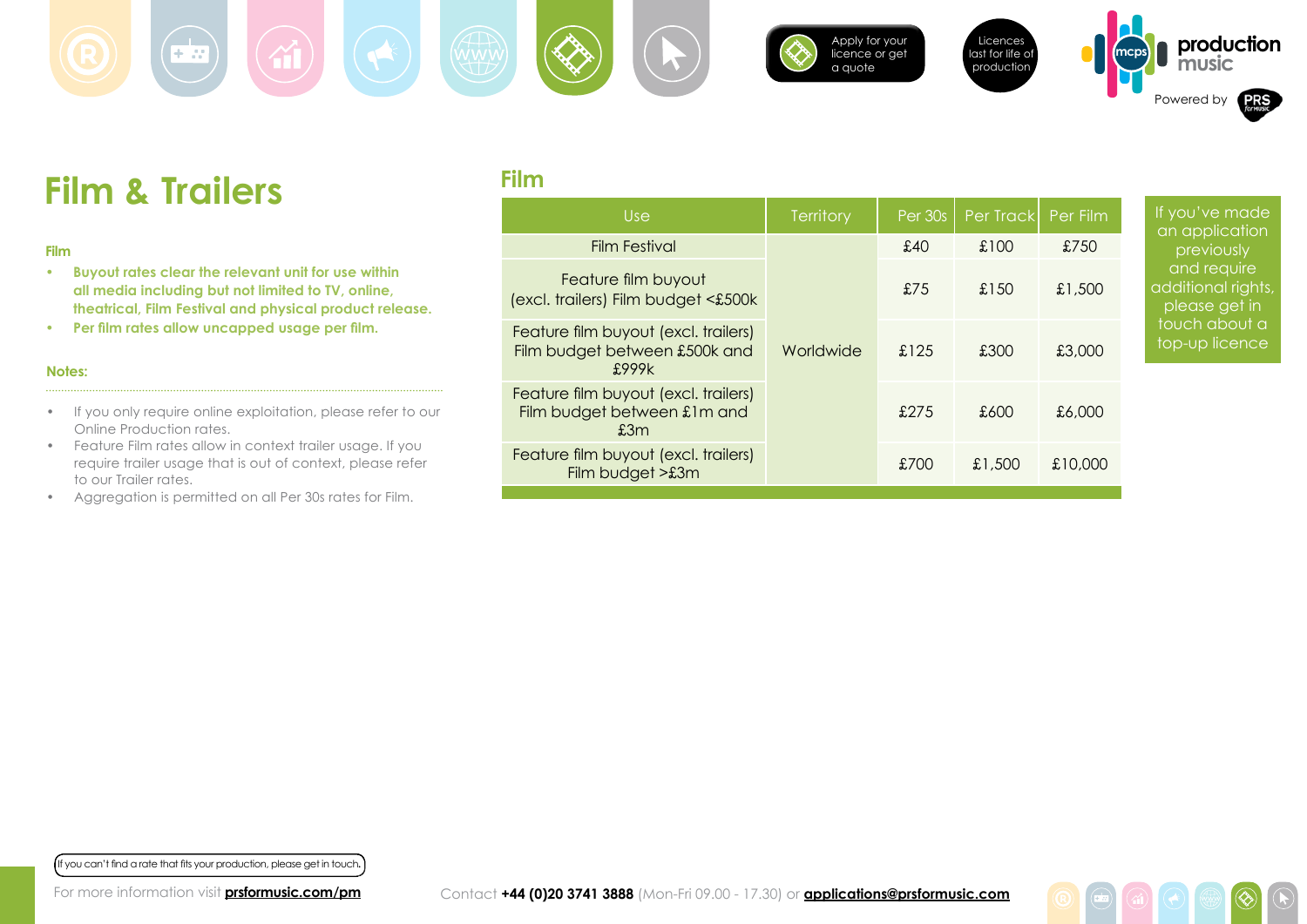Apply for your licence or get a quote

Licences last for life of production

production music

Powered by PRS for Music

# Film & Trailers

### Film

- **Buyout rates clear the relevant unit for use within all media including but not limited to TV, online, theatrical, Film Festival and physical product release.**
- **Per film rates allow uncapped usage per film.**

### Notes:

- If you only require online exploitation, please refer to our Online Production rates.
- Feature Film rates allow in context trailer usage. If you require trailer usage that is out of context, please refer to our Trailer rates.
- Aggregation is permitted on all Per 30s rates for Film.

## Film

| Use | Territory | Per 30s | Per Track | Per Film |
|---|---|---|---|---|
| Film Festival | Worldwide | £40 | £100 | £750 |
| Feature film buyout (excl. trailers) Film budget <£500k | Worldwide | £75 | £150 | £1,500 |
| Feature film buyout (excl. trailers) Film budget between £500k and £999k | Worldwide | £125 | £300 | £3,000 |
| Feature film buyout (excl. trailers) Film budget between £1m and £3m | Worldwide | £275 | £600 | £6,000 |
| Feature film buyout (excl. trailers) Film budget >£3m | Worldwide | £700 | £1,500 | £10,000 |

If you've made an application previously and require additional rights, please get in touch about a top-up licence

If you can't find a rate that fits your production, please get in touch.

For more information visit **prsformusic.com/pm**

Contact **+44 (0)20 3741 3888** (Mon-Fri 09.00 - 17.30) or **applications@prsformusic.com**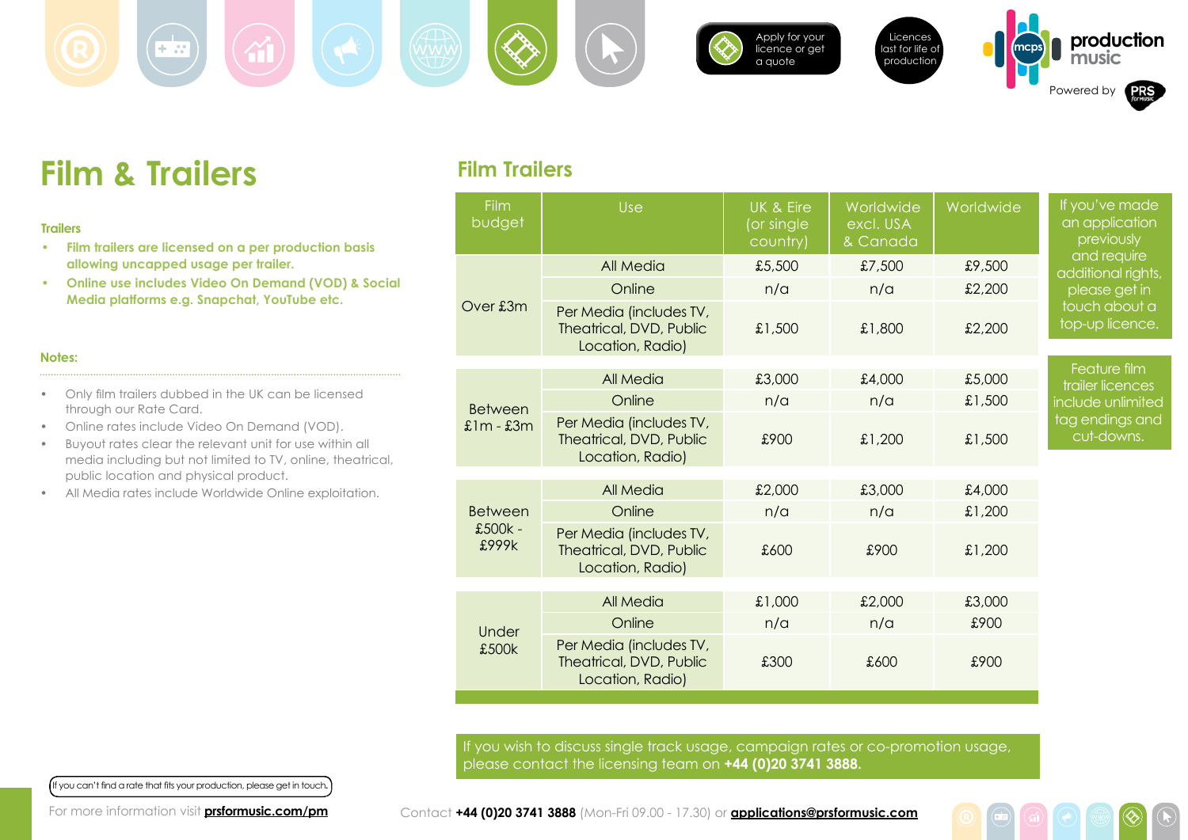Apply for your licence or get a quote

Licences last for life of production

production music

Powered by PRS for Music

# Film & Trailers

**Trailers**

- **Film trailers are licensed on a per production basis allowing uncapped usage per trailer.**
- **Online use includes Video On Demand (VOD) & Social Media platforms e.g. Snapchat, YouTube etc.**

**Notes:**

- Only film trailers dubbed in the UK can be licensed through our Rate Card.
- Online rates include Video On Demand (VOD).
- Buyout rates clear the relevant unit for use within all media including but not limited to TV, online, theatrical, public location and physical product.
- All Media rates include Worldwide Online exploitation.

## Film Trailers

| Film budget | Use | UK & Eire (or single country) | Worldwide excl. USA & Canada | Worldwide |
|---|---|---|---|---|
| Over £3m | All Media | £5,500 | £7,500 | £9,500 |
| | Online | n/a | n/a | £2,200 |
| | Per Media (includes TV, Theatrical, DVD, Public Location, Radio) | £1,500 | £1,800 | £2,200 |
| Between £1m - £3m | All Media | £3,000 | £4,000 | £5,000 |
| | Online | n/a | n/a | £1,500 |
| | Per Media (includes TV, Theatrical, DVD, Public Location, Radio) | £900 | £1,200 | £1,500 |
| Between £500k - £999k | All Media | £2,000 | £3,000 | £4,000 |
| | Online | n/a | n/a | £1,200 |
| | Per Media (includes TV, Theatrical, DVD, Public Location, Radio) | £600 | £900 | £1,200 |
| Under £500k | All Media | £1,000 | £2,000 | £3,000 |
| | Online | n/a | n/a | £900 |
| | Per Media (includes TV, Theatrical, DVD, Public Location, Radio) | £300 | £600 | £900 |

If you've made an application previously and require additional rights, please get in touch about a top-up licence.

Feature film trailer licences include unlimited tag endings and cut-downs.

If you wish to discuss single track usage, campaign rates or co-promotion usage, please contact the licensing team on **+44 (0)20 3741 3888.**

If you can't find a rate that fits your production, please get in touch.

For more information visit **prsformusic.com/pm**

Contact **+44 (0)20 3741 3888** (Mon-Fri 09.00 - 17.30) or **applications@prsformusic.com**